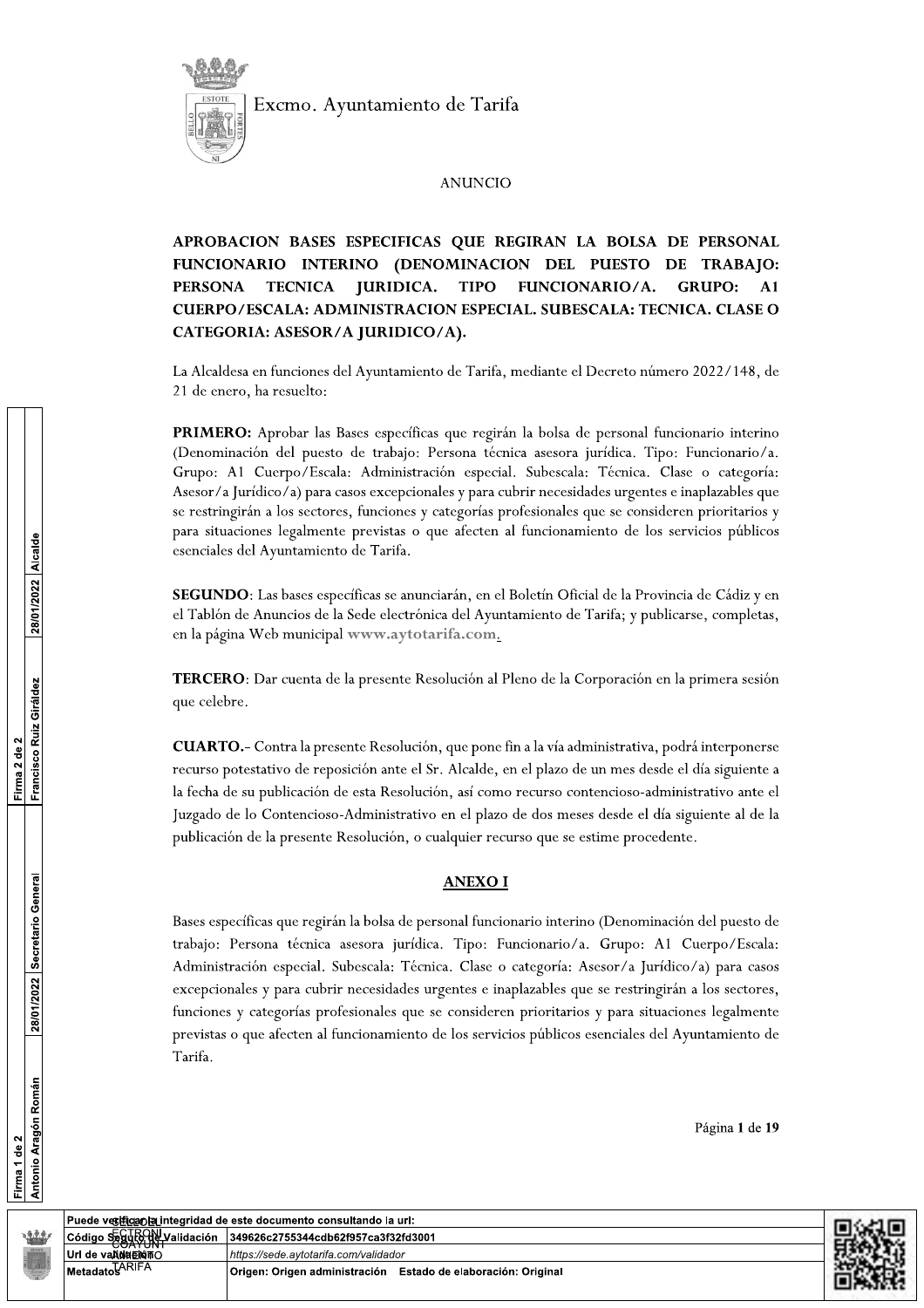Excmo. Ayuntamiento de Tarifa

ANUNCIO

**APROBACION BASES ESPECIFICAS QUE REGIRAN LA BOLSA DE PERSONAL FUNCIONARIO INTERINO (DENOMINACION DEL PUESTO DE TRABAJO: PERSONA TECNICA JURIDICA. TIPO FUNCIONARIO/A. GRUPO: A1 CUERPO/ESCALA: ADMINISTRACION ESPECIAL. SUBESCALA: TECNICA. CLASE O CATEGORIA: ASESOR/A JURIDICO/A).**

La Alcaldesa en funciones del Ayuntamiento de Tarifa, mediante el Decreto número 2022/148, de 21 de enero, ha resuelto:

**PRIMERO:** Aprobar las Bases específicas que regirán la bolsa de personal funcionario interino (Denominación del puesto de trabajo: Persona técnica asesora jurídica. Tipo: Funcionario/a. Grupo: A1 Cuerpo/Escala: Administración especial. Subescala: Técnica. Clase o categoría: Asesor/a Jurídico/a) para casos excepcionales y para cubrir necesidades urgentes e inaplazables que se restringirán a los sectores, funciones y categorías profesionales que se consideren prioritarios y para situaciones legalmente previstas o que afecten al funcionamiento de los servicios públicos esenciales del Ayuntamiento de Tarifa.

**SEGUNDO**: Las bases específicas se anunciarán, en el Boletín Oficial de la Provincia de Cádiz y en el Tablón de Anuncios de la Sede electrónica del Ayuntamiento de Tarifa; y publicarse, completas, en la página Web municipal www.aytotarifa.com.

**TERCERO**: Dar cuenta de la presente Resolución al Pleno de la Corporación en la primera sesión que celebre.

**CUARTO.**- Contra la presente Resolución, que pone fin a la vía administrativa, podrá interponerse recurso potestativo de reposición ante el Sr. Alcalde, en el plazo de un mes desde el día siguiente a la fecha de su publicación de esta Resolución, así como recurso contencioso-administrativo ante el Juzgado de lo Contencioso-Administrativo en el plazo de dos meses desde el día siguiente al de la publicación de la presente Resolución, o cualquier recurso que se estime procedente.

## ANEXO I

Bases específicas que regirán la bolsa de personal funcionario interino (Denominación del puesto de trabajo: Persona técnica asesora jurídica. Tipo: Funcionario/a. Grupo: A1 Cuerpo/Escala: Administración especial. Subescala: Técnica. Clase o categoría: Asesor/a Jurídico/a) para casos excepcionales y para cubrir necesidades urgentes e inaplazables que se restringirán a los sectores, funciones y categorías profesionales que se consideren prioritarios y para situaciones legalmente previstas o que afecten al funcionamiento de los servicios públicos esenciales del Ayuntamiento de Tarifa.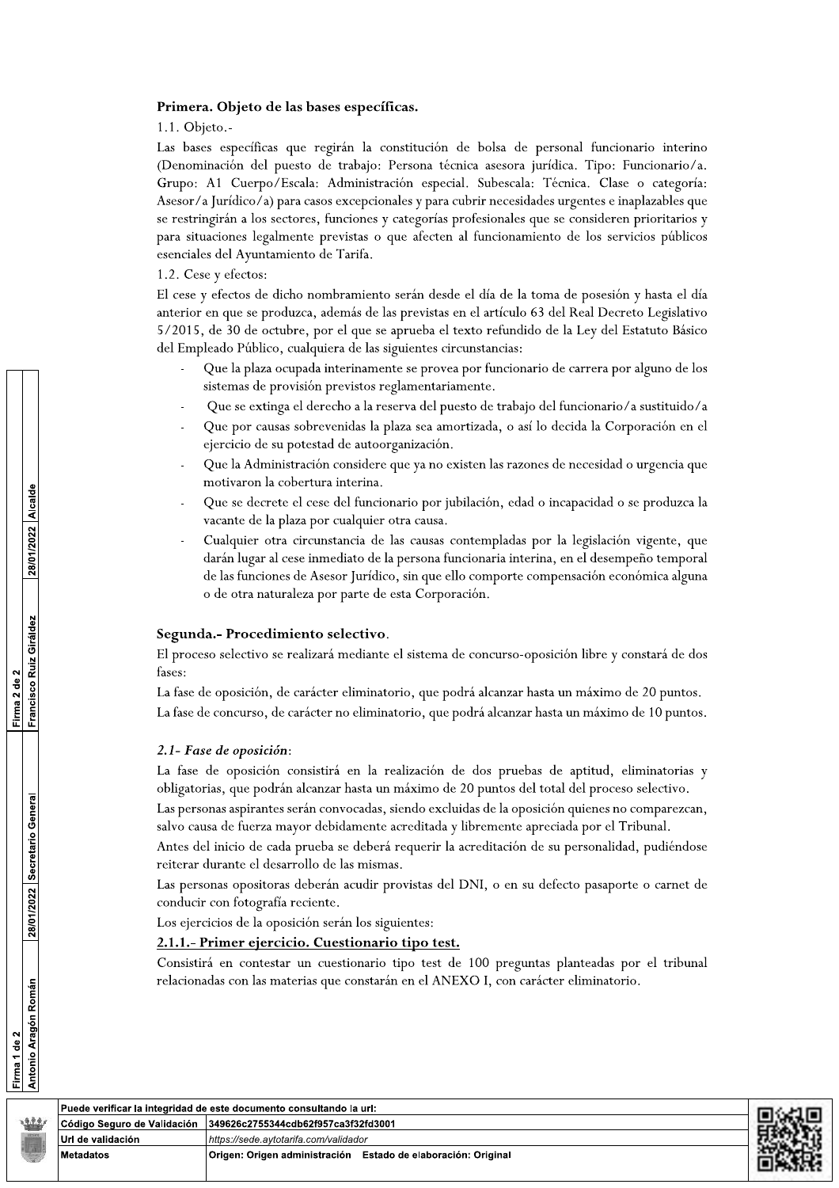**Primera. Objeto de las bases específicas.**

1.1. Objeto.-

Las bases específicas que regirán la constitución de bolsa de personal funcionario interino (Denominación del puesto de trabajo: Persona técnica asesora jurídica. Tipo: Funcionario/a. Grupo: A1 Cuerpo/Escala: Administración especial. Subescala: Técnica. Clase o categoría: Asesor/a Jurídico/a) para casos excepcionales y para cubrir necesidades urgentes e inaplazables que se restringirán a los sectores, funciones y categorías profesionales que se consideren prioritarios y para situaciones legalmente previstas o que afecten al funcionamiento de los servicios públicos esenciales del Ayuntamiento de Tarifa.

1.2. Cese y efectos:

El cese y efectos de dicho nombramiento serán desde el día de la toma de posesión y hasta el día anterior en que se produzca, además de las previstas en el artículo 63 del Real Decreto Legislativo 5/2015, de 30 de octubre, por el que se aprueba el texto refundido de la Ley del Estatuto Básico del Empleado Público, cualquiera de las siguientes circunstancias:

- Que la plaza ocupada interinamente se provea por funcionario de carrera por alguno de los sistemas de provisión previstos reglamentariamente.
- Que se extinga el derecho a la reserva del puesto de trabajo del funcionario/a sustituido/a
- Que por causas sobrevenidas la plaza sea amortizada, o así lo decida la Corporación en el ejercicio de su potestad de autoorganización.
- Que la Administración considere que ya no existen las razones de necesidad o urgencia que motivaron la cobertura interina.
- Que se decrete el cese del funcionario por jubilación, edad o incapacidad o se produzca la vacante de la plaza por cualquier otra causa.
- Cualquier otra circunstancia de las causas contempladas por la legislación vigente, que darán lugar al cese inmediato de la persona funcionaria interina, en el desempeño temporal de las funciones de Asesor Jurídico, sin que ello comporte compensación económica alguna o de otra naturaleza por parte de esta Corporación.

**Segunda.- Procedimiento selectivo**.

El proceso selectivo se realizará mediante el sistema de concurso-oposición libre y constará de dos fases:

La fase de oposición, de carácter eliminatorio, que podrá alcanzar hasta un máximo de 20 puntos.

La fase de concurso, de carácter no eliminatorio, que podrá alcanzar hasta un máximo de 10 puntos.

***2.1- Fase de oposición***:

La fase de oposición consistirá en la realización de dos pruebas de aptitud, eliminatorias y obligatorias, que podrán alcanzar hasta un máximo de 20 puntos del total del proceso selectivo.

Las personas aspirantes serán convocadas, siendo excluidas de la oposición quienes no comparezcan, salvo causa de fuerza mayor debidamente acreditada y libremente apreciada por el Tribunal.

Antes del inicio de cada prueba se deberá requerir la acreditación de su personalidad, pudiéndose reiterar durante el desarrollo de las mismas.

Las personas opositoras deberán acudir provistas del DNI, o en su defecto pasaporte o carnet de conducir con fotografía reciente.

Los ejercicios de la oposición serán los siguientes:

**2.1.1.- Primer ejercicio. Cuestionario tipo test.**

Consistirá en contestar un cuestionario tipo test de 100 preguntas planteadas por el tribunal relacionadas con las materias que constarán en el ANEXO I, con carácter eliminatorio.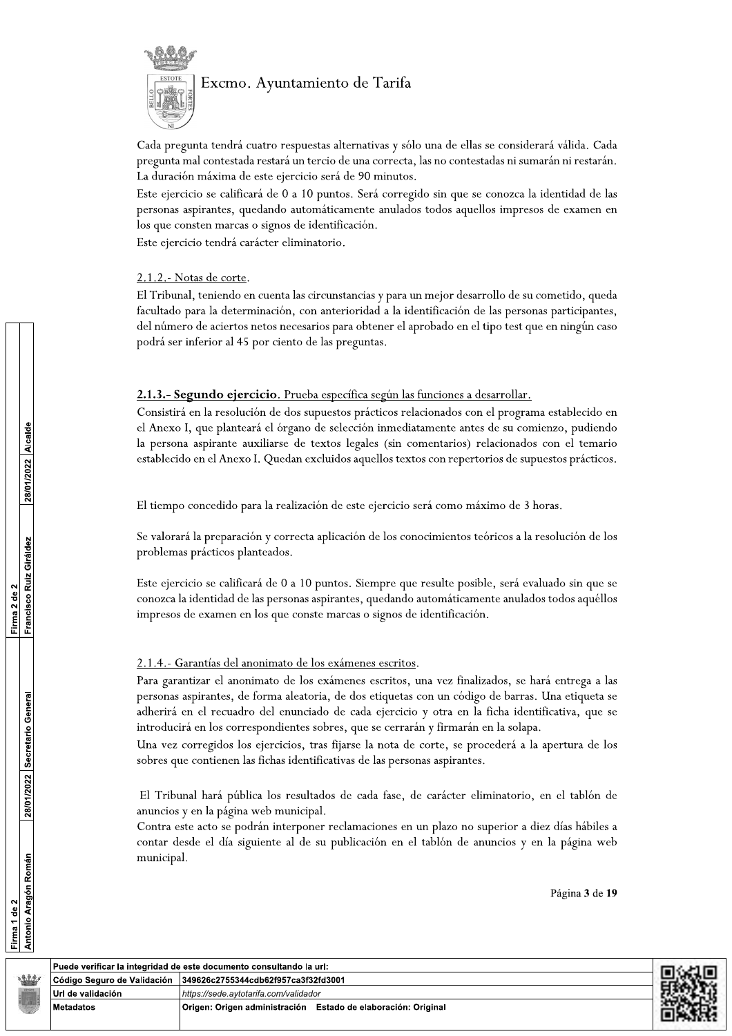Cada pregunta tendrá cuatro respuestas alternativas y sólo una de ellas se considerará válida. Cada pregunta mal contestada restará un tercio de una correcta, las no contestadas ni sumarán ni restarán. La duración máxima de este ejercicio será de 90 minutos.

Este ejercicio se calificará de 0 a 10 puntos. Será corregido sin que se conozca la identidad de las personas aspirantes, quedando automáticamente anulados todos aquellos impresos de examen en los que consten marcas o signos de identificación.

Este ejercicio tendrá carácter eliminatorio.

2.1.2.- Notas de corte.

El Tribunal, teniendo en cuenta las circunstancias y para un mejor desarrollo de su cometido, queda facultado para la determinación, con anterioridad a la identificación de las personas participantes, del número de aciertos netos necesarios para obtener el aprobado en el tipo test que en ningún caso podrá ser inferior al 45 por ciento de las preguntas.

**2.1.3.- Segundo ejercicio**. Prueba específica según las funciones a desarrollar.

Consistirá en la resolución de dos supuestos prácticos relacionados con el programa establecido en el Anexo I, que planteará el órgano de selección inmediatamente antes de su comienzo, pudiendo la persona aspirante auxiliarse de textos legales (sin comentarios) relacionados con el temario establecido en el Anexo I. Quedan excluidos aquellos textos con repertorios de supuestos prácticos.

El tiempo concedido para la realización de este ejercicio será como máximo de 3 horas.

Se valorará la preparación y correcta aplicación de los conocimientos teóricos a la resolución de los problemas prácticos planteados.

Este ejercicio se calificará de 0 a 10 puntos. Siempre que resulte posible, será evaluado sin que se conozca la identidad de las personas aspirantes, quedando automáticamente anulados todos aquéllos impresos de examen en los que conste marcas o signos de identificación.

2.1.4.- Garantías del anonimato de los exámenes escritos.

Para garantizar el anonimato de los exámenes escritos, una vez finalizados, se hará entrega a las personas aspirantes, de forma aleatoria, de dos etiquetas con un código de barras. Una etiqueta se adherirá en el recuadro del enunciado de cada ejercicio y otra en la ficha identificativa, que se introducirá en los correspondientes sobres, que se cerrarán y firmarán en la solapa.

Una vez corregidos los ejercicios, tras fijarse la nota de corte, se procederá a la apertura de los sobres que contienen las fichas identificativas de las personas aspirantes.

El Tribunal hará pública los resultados de cada fase, de carácter eliminatorio, en el tablón de anuncios y en la página web municipal.

Contra este acto se podrán interponer reclamaciones en un plazo no superior a diez días hábiles a contar desde el día siguiente al de su publicación en el tablón de anuncios y en la página web municipal.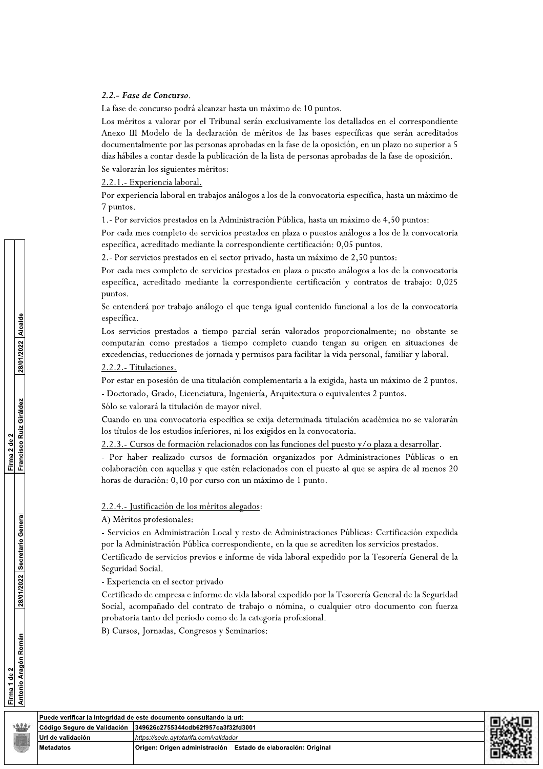*2.2.- Fase de Concurso*.

La fase de concurso podrá alcanzar hasta un máximo de 10 puntos.

Los méritos a valorar por el Tribunal serán exclusivamente los detallados en el correspondiente Anexo III Modelo de la declaración de méritos de las bases específicas que serán acreditados documentalmente por las personas aprobadas en la fase de la oposición, en un plazo no superior a 5 días hábiles a contar desde la publicación de la lista de personas aprobadas de la fase de oposición.

Se valorarán los siguientes méritos:

2.2.1.- Experiencia laboral.

Por experiencia laboral en trabajos análogos a los de la convocatoria específica, hasta un máximo de 7 puntos.

1.- Por servicios prestados en la Administración Pública, hasta un máximo de 4,50 puntos:

Por cada mes completo de servicios prestados en plaza o puestos análogos a los de la convocatoria específica, acreditado mediante la correspondiente certificación: 0,05 puntos.

2.- Por servicios prestados en el sector privado, hasta un máximo de 2,50 puntos:

Por cada mes completo de servicios prestados en plaza o puesto análogos a los de la convocatoria específica, acreditado mediante la correspondiente certificación y contratos de trabajo: 0,025 puntos.

Se entenderá por trabajo análogo el que tenga igual contenido funcional a los de la convocatoria específica.

Los servicios prestados a tiempo parcial serán valorados proporcionalmente; no obstante se computarán como prestados a tiempo completo cuando tengan su origen en situaciones de excedencias, reducciones de jornada y permisos para facilitar la vida personal, familiar y laboral.

2.2.2.- Titulaciones.

Por estar en posesión de una titulación complementaria a la exigida, hasta un máximo de 2 puntos.

- Doctorado, Grado, Licenciatura, Ingeniería, Arquitectura o equivalentes 2 puntos.

Sólo se valorará la titulación de mayor nivel.

Cuando en una convocatoria específica se exija determinada titulación académica no se valorarán los títulos de los estudios inferiores, ni los exigidos en la convocatoria.

2.2.3.- Cursos de formación relacionados con las funciones del puesto y/o plaza a desarrollar.

- Por haber realizado cursos de formación organizados por Administraciones Públicas o en colaboración con aquellas y que estén relacionados con el puesto al que se aspira de al menos 20 horas de duración: 0,10 por curso con un máximo de 1 punto.

2.2.4.- Justificación de los méritos alegados:

A) Méritos profesionales:

- Servicios en Administración Local y resto de Administraciones Públicas: Certificación expedida por la Administración Pública correspondiente, en la que se acrediten los servicios prestados.

Certificado de servicios previos e informe de vida laboral expedido por la Tesorería General de la Seguridad Social.

- Experiencia en el sector privado

Certificado de empresa e informe de vida laboral expedido por la Tesorería General de la Seguridad Social, acompañado del contrato de trabajo o nómina, o cualquier otro documento con fuerza probatoria tanto del periodo como de la categoría profesional.

B) Cursos, Jornadas, Congresos y Seminarios: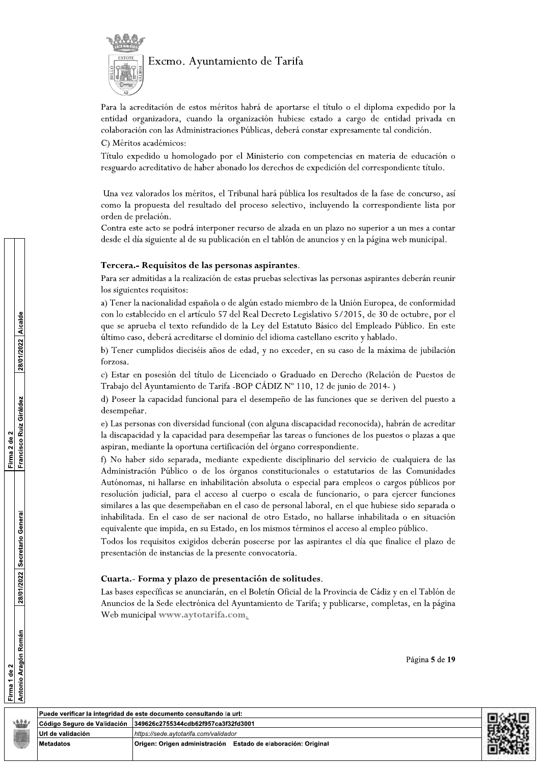Para la acreditación de estos méritos habrá de aportarse el título o el diploma expedido por la entidad organizadora, cuando la organización hubiese estado a cargo de entidad privada en colaboración con las Administraciones Públicas, deberá constar expresamente tal condición.

C) Méritos académicos:

Título expedido u homologado por el Ministerio con competencias en materia de educación o resguardo acreditativo de haber abonado los derechos de expedición del correspondiente título.

Una vez valorados los méritos, el Tribunal hará pública los resultados de la fase de concurso, así como la propuesta del resultado del proceso selectivo, incluyendo la correspondiente lista por orden de prelación.

Contra este acto se podrá interponer recurso de alzada en un plazo no superior a un mes a contar desde el día siguiente al de su publicación en el tablón de anuncios y en la página web municipal.

### Tercera.- Requisitos de las personas aspirantes.

Para ser admitidas a la realización de estas pruebas selectivas las personas aspirantes deberán reunir los siguientes requisitos:

a) Tener la nacionalidad española o de algún estado miembro de la Unión Europea, de conformidad con lo establecido en el artículo 57 del Real Decreto Legislativo 5/2015, de 30 de octubre, por el que se aprueba el texto refundido de la Ley del Estatuto Básico del Empleado Público. En este último caso, deberá acreditarse el dominio del idioma castellano escrito y hablado.

b) Tener cumplidos dieciséis años de edad, y no exceder, en su caso de la máxima de jubilación forzosa.

c) Estar en posesión del título de Licenciado o Graduado en Derecho (Relación de Puestos de Trabajo del Ayuntamiento de Tarifa -BOP CÁDIZ Nº 110, 12 de junio de 2014- )

d) Poseer la capacidad funcional para el desempeño de las funciones que se deriven del puesto a desempeñar.

e) Las personas con diversidad funcional (con alguna discapacidad reconocida), habrán de acreditar la discapacidad y la capacidad para desempeñar las tareas o funciones de los puestos o plazas a que aspiran, mediante la oportuna certificación del órgano correspondiente.

f) No haber sido separada, mediante expediente disciplinario del servicio de cualquiera de las Administración Público o de los órganos constitucionales o estatutarios de las Comunidades Autónomas, ni hallarse en inhabilitación absoluta o especial para empleos o cargos públicos por resolución judicial, para el acceso al cuerpo o escala de funcionario, o para ejercer funciones similares a las que desempeñaban en el caso de personal laboral, en el que hubiese sido separada o inhabilitada. En el caso de ser nacional de otro Estado, no hallarse inhabilitada o en situación equivalente que impida, en su Estado, en los mismos términos el acceso al empleo público.

Todos los requisitos exigidos deberán poseerse por las aspirantes el día que finalice el plazo de presentación de instancias de la presente convocatoria.

### Cuarta.- Forma y plazo de presentación de solitudes.

Las bases específicas se anunciarán, en el Boletín Oficial de la Provincia de Cádiz y en el Tablón de Anuncios de la Sede electrónica del Ayuntamiento de Tarifa; y publicarse, completas, en la página Web municipal www.aytotarifa.com.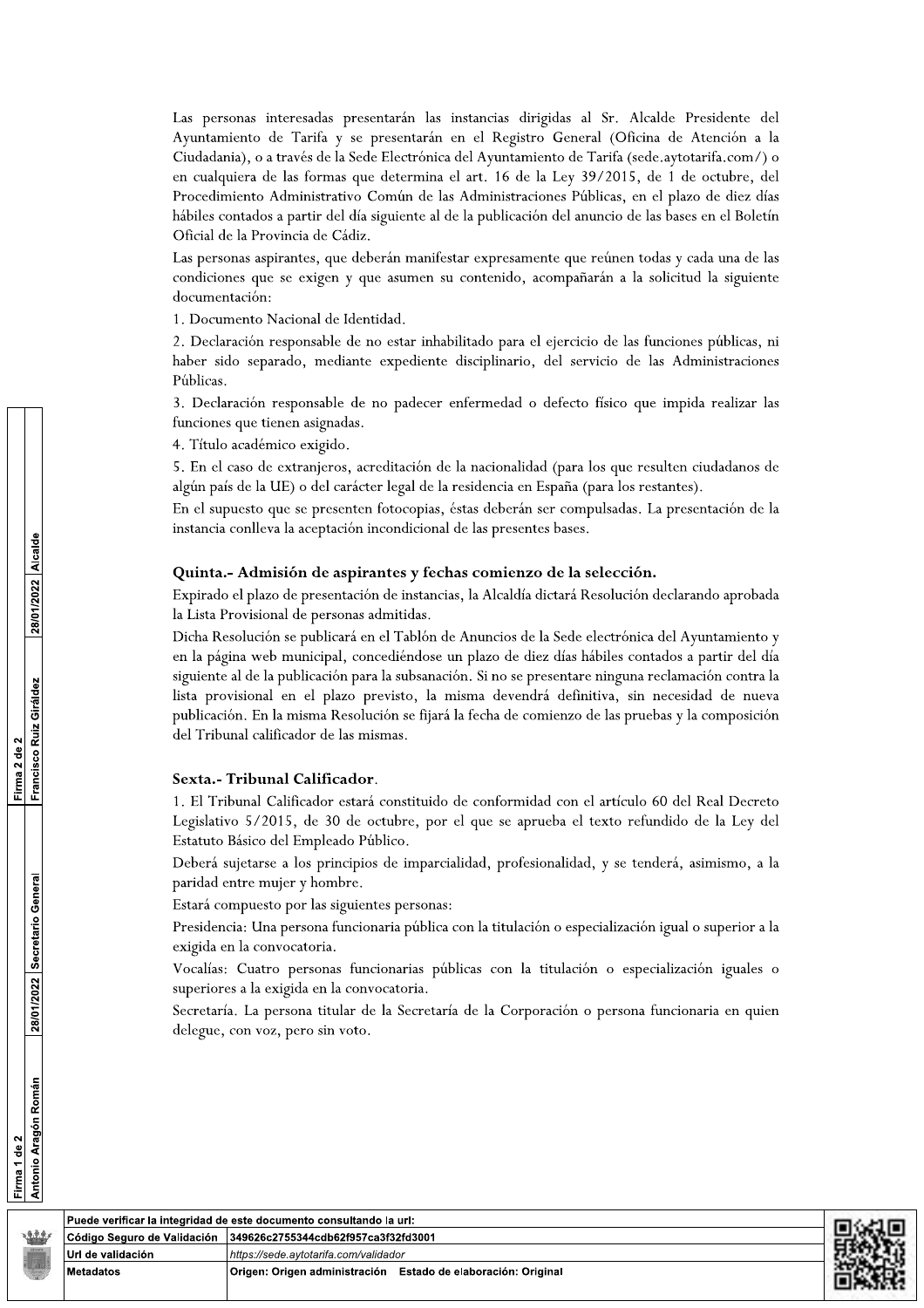Las personas interesadas presentarán las instancias dirigidas al Sr. Alcalde Presidente del Ayuntamiento de Tarifa y se presentarán en el Registro General (Oficina de Atención a la Ciudadanía), o a través de la Sede Electrónica del Ayuntamiento de Tarifa (sede.aytotarifa.com/) o en cualquiera de las formas que determina el art. 16 de la Ley 39/2015, de 1 de octubre, del Procedimiento Administrativo Común de las Administraciones Públicas, en el plazo de diez días hábiles contados a partir del día siguiente al de la publicación del anuncio de las bases en el Boletín Oficial de la Provincia de Cádiz.

Las personas aspirantes, que deberán manifestar expresamente que reúnen todas y cada una de las condiciones que se exigen y que asumen su contenido, acompañarán a la solicitud la siguiente documentación:

1. Documento Nacional de Identidad.
2. Declaración responsable de no estar inhabilitado para el ejercicio de las funciones públicas, ni haber sido separado, mediante expediente disciplinario, del servicio de las Administraciones Públicas.
3. Declaración responsable de no padecer enfermedad o defecto físico que impida realizar las funciones que tienen asignadas.
4. Título académico exigido.
5. En el caso de extranjeros, acreditación de la nacionalidad (para los que resulten ciudadanos de algún país de la UE) o del carácter legal de la residencia en España (para los restantes).

En el supuesto que se presenten fotocopias, éstas deberán ser compulsadas. La presentación de la instancia conlleva la aceptación incondicional de las presentes bases.

### Quinta.- Admisión de aspirantes y fechas comienzo de la selección.

Expirado el plazo de presentación de instancias, la Alcaldía dictará Resolución declarando aprobada la Lista Provisional de personas admitidas.

Dicha Resolución se publicará en el Tablón de Anuncios de la Sede electrónica del Ayuntamiento y en la página web municipal, concediéndose un plazo de diez días hábiles contados a partir del día siguiente al de la publicación para la subsanación. Si no se presentare ninguna reclamación contra la lista provisional en el plazo previsto, la misma devendrá definitiva, sin necesidad de nueva publicación. En la misma Resolución se fijará la fecha de comienzo de las pruebas y la composición del Tribunal calificador de las mismas.

### Sexta.- Tribunal Calificador.

1. El Tribunal Calificador estará constituido de conformidad con el artículo 60 del Real Decreto Legislativo 5/2015, de 30 de octubre, por el que se aprueba el texto refundido de la Ley del Estatuto Básico del Empleado Público.

Deberá sujetarse a los principios de imparcialidad, profesionalidad, y se tenderá, asimismo, a la paridad entre mujer y hombre.

Estará compuesto por las siguientes personas:

Presidencia: Una persona funcionaria pública con la titulación o especialización igual o superior a la exigida en la convocatoria.

Vocalías: Cuatro personas funcionarias públicas con la titulación o especialización iguales o superiores a la exigida en la convocatoria.

Secretaría. La persona titular de la Secretaría de la Corporación o persona funcionaria en quien delegue, con voz, pero sin voto.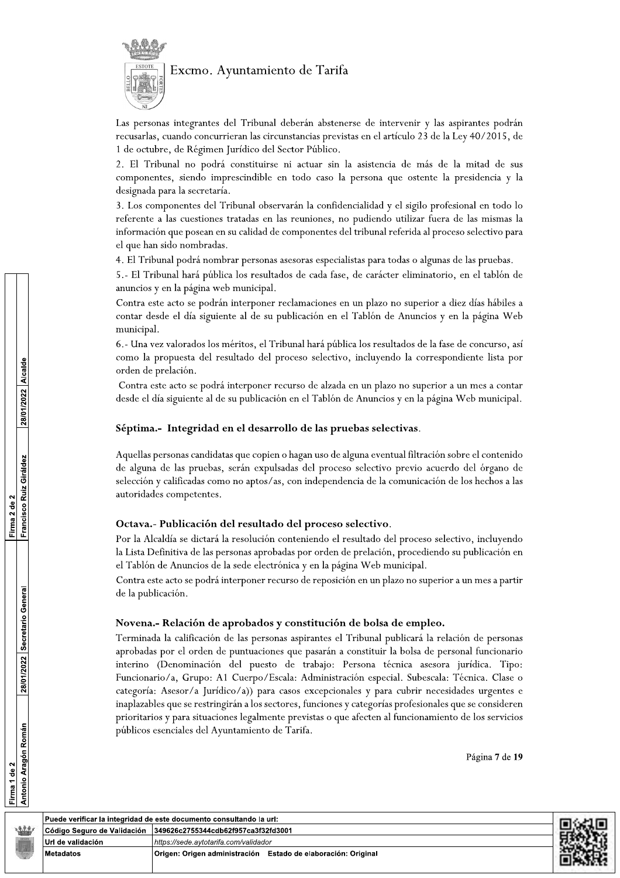Las personas integrantes del Tribunal deberán abstenerse de intervenir y las aspirantes podrán recusarlas, cuando concurrieran las circunstancias previstas en el artículo 23 de la Ley 40/2015, de 1 de octubre, de Régimen Jurídico del Sector Público.

2. El Tribunal no podrá constituirse ni actuar sin la asistencia de más de la mitad de sus componentes, siendo imprescindible en todo caso la persona que ostente la presidencia y la designada para la secretaría.

3. Los componentes del Tribunal observarán la confidencialidad y el sigilo profesional en todo lo referente a las cuestiones tratadas en las reuniones, no pudiendo utilizar fuera de las mismas la información que posean en su calidad de componentes del tribunal referida al proceso selectivo para el que han sido nombradas.

4. El Tribunal podrá nombrar personas asesoras especialistas para todas o algunas de las pruebas.

5.- El Tribunal hará pública los resultados de cada fase, de carácter eliminatorio, en el tablón de anuncios y en la página web municipal.

Contra este acto se podrán interponer reclamaciones en un plazo no superior a diez días hábiles a contar desde el día siguiente al de su publicación en el Tablón de Anuncios y en la página Web municipal.

6.- Una vez valorados los méritos, el Tribunal hará pública los resultados de la fase de concurso, así como la propuesta del resultado del proceso selectivo, incluyendo la correspondiente lista por orden de prelación.

Contra este acto se podrá interponer recurso de alzada en un plazo no superior a un mes a contar desde el día siguiente al de su publicación en el Tablón de Anuncios y en la página Web municipal.

## Séptima.- Integridad en el desarrollo de las pruebas selectivas.

Aquellas personas candidatas que copien o hagan uso de alguna eventual filtración sobre el contenido de alguna de las pruebas, serán expulsadas del proceso selectivo previo acuerdo del órgano de selección y calificadas como no aptos/as, con independencia de la comunicación de los hechos a las autoridades competentes.

## Octava.- Publicación del resultado del proceso selectivo.

Por la Alcaldía se dictará la resolución conteniendo el resultado del proceso selectivo, incluyendo la Lista Definitiva de las personas aprobadas por orden de prelación, procediendo su publicación en el Tablón de Anuncios de la sede electrónica y en la página Web municipal.

Contra este acto se podrá interponer recurso de reposición en un plazo no superior a un mes a partir de la publicación.

## Novena.- Relación de aprobados y constitución de bolsa de empleo.

Terminada la calificación de las personas aspirantes el Tribunal publicará la relación de personas aprobadas por el orden de puntuaciones que pasarán a constituir la bolsa de personal funcionario interino (Denominación del puesto de trabajo: Persona técnica asesora jurídica. Tipo: Funcionario/a, Grupo: A1 Cuerpo/Escala: Administración especial. Subescala: Técnica. Clase o categoría: Asesor/a Jurídico/a)) para casos excepcionales y para cubrir necesidades urgentes e inaplazables que se restringirán a los sectores, funciones y categorías profesionales que se consideren prioritarios y para situaciones legalmente previstas o que afecten al funcionamiento de los servicios públicos esenciales del Ayuntamiento de Tarifa.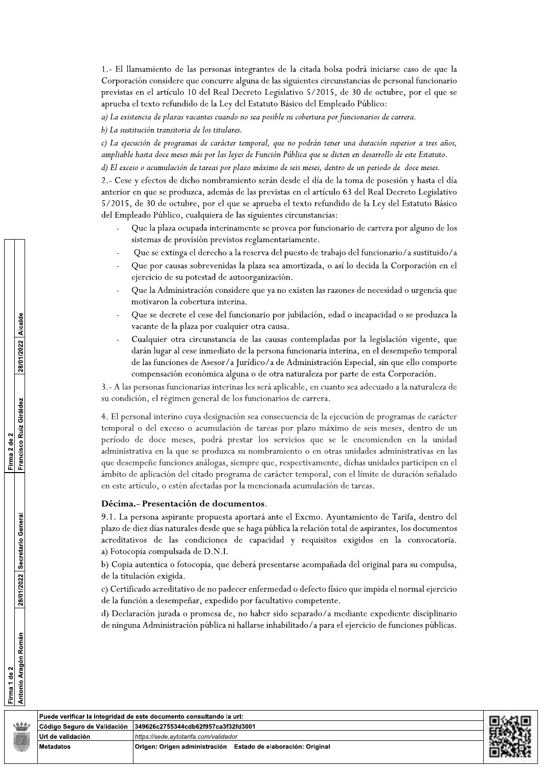1.- El llamamiento de las personas integrantes de la citada bolsa podrá iniciarse caso de que la Corporación considere que concurre alguna de las siguientes circunstancias de personal funcionario previstas en el artículo 10 del Real Decreto Legislativo 5/2015, de 30 de octubre, por el que se aprueba el texto refundido de la Ley del Estatuto Básico del Empleado Público:

*a) La existencia de plazas vacantes cuando no sea posible su cobertura por funcionarios de carrera.*

*b) La sustitución transitoria de los titulares.*

*c) La ejecución de programas de carácter temporal, que no podrán tener una duración superior a tres años, ampliable hasta doce meses más por las leyes de Función Pública que se dicten en desarrollo de este Estatuto.*

*d) El exceso o acumulación de tareas por plazo máximo de seis meses, dentro de un periodo de doce meses.*

2.- Cese y efectos de dicho nombramiento serán desde el día de la toma de posesión y hasta el día anterior en que se produzca, además de las previstas en el artículo 63 del Real Decreto Legislativo 5/2015, de 30 de octubre, por el que se aprueba el texto refundido de la Ley del Estatuto Básico del Empleado Público, cualquiera de las siguientes circunstancias:

- Que la plaza ocupada interinamente se provea por funcionario de carrera por alguno de los sistemas de provisión previstos reglamentariamente.
- Que se extinga el derecho a la reserva del puesto de trabajo del funcionario/a sustituido/a
- Que por causas sobrevenidas la plaza sea amortizada, o así lo decida la Corporación en el ejercicio de su potestad de autoorganización.
- Que la Administración considere que ya no existen las razones de necesidad o urgencia que motivaron la cobertura interina.
- Que se decrete el cese del funcionario por jubilación, edad o incapacidad o se produzca la vacante de la plaza por cualquier otra causa.
- Cualquier otra circunstancia de las causas contempladas por la legislación vigente, que darán lugar al cese inmediato de la persona funcionaria interina, en el desempeño temporal de las funciones de Asesor/a Jurídico/a de Administración Especial, sin que ello comporte compensación económica alguna o de otra naturaleza por parte de esta Corporación.

3.- A las personas funcionarias interinas les será aplicable, en cuanto sea adecuado a la naturaleza de su condición, el régimen general de los funcionarios de carrera.

4. El personal interino cuya designación sea consecuencia de la ejecución de programas de carácter temporal o del exceso o acumulación de tareas por plazo máximo de seis meses, dentro de un período de doce meses, podrá prestar los servicios que se le encomienden en la unidad administrativa en la que se produzca su nombramiento o en otras unidades administrativas en las que desempeñe funciones análogas, siempre que, respectivamente, dichas unidades participen en el ámbito de aplicación del citado programa de carácter temporal, con el límite de duración señalado en este artículo, o estén afectadas por la mencionada acumulación de tareas.

### Décima.- Presentación de documentos.

9.1. La persona aspirante propuesta aportará ante el Excmo. Ayuntamiento de Tarifa, dentro del plazo de diez días naturales desde que se haga pública la relación total de aspirantes, los documentos acreditativos de las condiciones de capacidad y requisitos exigidos en la convocatoria.

a) Fotocopia compulsada de D.N.I.

b) Copia autentica o fotocopia, que deberá presentarse acompañada del original para su compulsa, de la titulación exigida.

c) Certificado acreditativo de no padecer enfermedad o defecto físico que impida el normal ejercicio de la función a desempeñar, expedido por facultativo competente.

d) Declaración jurada o promesa de, no haber sido separado/a mediante expediente disciplinario de ninguna Administración pública ni hallarse inhabilitado/a para el ejercicio de funciones públicas.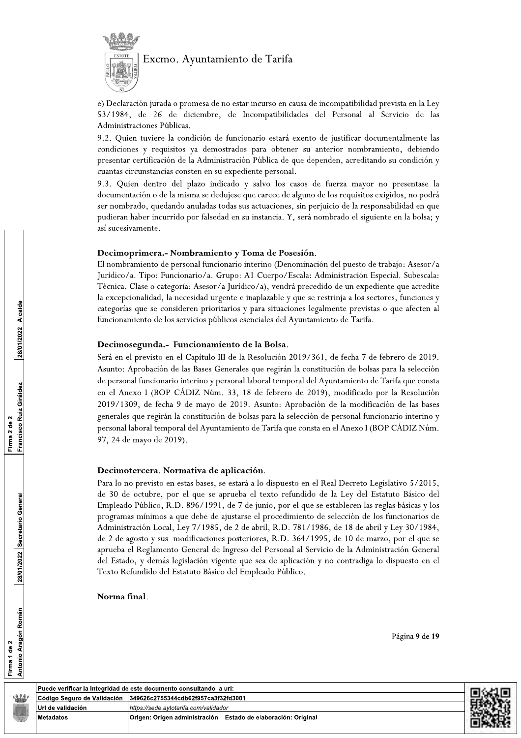e) Declaración jurada o promesa de no estar incurso en causa de incompatibilidad prevista en la Ley 53/1984, de 26 de diciembre, de Incompatibilidades del Personal al Servicio de las Administraciones Públicas.

9.2. Quien tuviere la condición de funcionario estará exento de justificar documentalmente las condiciones y requisitos ya demostrados para obtener su anterior nombramiento, debiendo presentar certificación de la Administración Pública de que dependen, acreditando su condición y cuantas circunstancias consten en su expediente personal.

9.3. Quien dentro del plazo indicado y salvo los casos de fuerza mayor no presentase la documentación o de la misma se dedujese que carece de alguno de los requisitos exigidos, no podrá ser nombrado, quedando anuladas todas sus actuaciones, sin perjuicio de la responsabilidad en que pudieran haber incurrido por falsedad en su instancia. Y, será nombrado el siguiente en la bolsa; y así sucesivamente.

### Decimoprimera.- Nombramiento y Toma de Posesión.

El nombramiento de personal funcionario interino (Denominación del puesto de trabajo: Asesor/a Jurídico/a. Tipo: Funcionario/a. Grupo: A1 Cuerpo/Escala: Administración Especial. Subescala: Técnica. Clase o categoría: Asesor/a Jurídico/a), vendrá precedido de un expediente que acredite la excepcionalidad, la necesidad urgente e inaplazable y que se restrinja a los sectores, funciones y categorías que se consideren prioritarios y para situaciones legalmente previstas o que afecten al funcionamiento de los servicios públicos esenciales del Ayuntamiento de Tarifa.

### Decimosegunda.- Funcionamiento de la Bolsa.

Será en el previsto en el Capítulo III de la Resolución 2019/361, de fecha 7 de febrero de 2019. Asunto: Aprobación de las Bases Generales que regirán la constitución de bolsas para la selección de personal funcionario interino y personal laboral temporal del Ayuntamiento de Tarifa que consta en el Anexo I (BOP CÁDIZ Núm. 33, 18 de febrero de 2019), modificado por la Resolución 2019/1309, de fecha 9 de mayo de 2019. Asunto: Aprobación de la modificación de las bases generales que regirán la constitución de bolsas para la selección de personal funcionario interino y personal laboral temporal del Ayuntamiento de Tarifa que consta en el Anexo I (BOP CÁDIZ Núm. 97, 24 de mayo de 2019).

### Decimotercera. Normativa de aplicación.

Para lo no previsto en estas bases, se estará a lo dispuesto en el Real Decreto Legislativo 5/2015, de 30 de octubre, por el que se aprueba el texto refundido de la Ley del Estatuto Básico del Empleado Público, R.D. 896/1991, de 7 de junio, por el que se establecen las reglas básicas y los programas mínimos a que debe de ajustarse el procedimiento de selección de los funcionarios de Administración Local, Ley 7/1985, de 2 de abril, R.D. 781/1986, de 18 de abril y Ley 30/1984, de 2 de agosto y sus modificaciones posteriores, R.D. 364/1995, de 10 de marzo, por el que se aprueba el Reglamento General de Ingreso del Personal al Servicio de la Administración General del Estado, y demás legislación vigente que sea de aplicación y no contradiga lo dispuesto en el Texto Refundido del Estatuto Básico del Empleado Público.

### Norma final.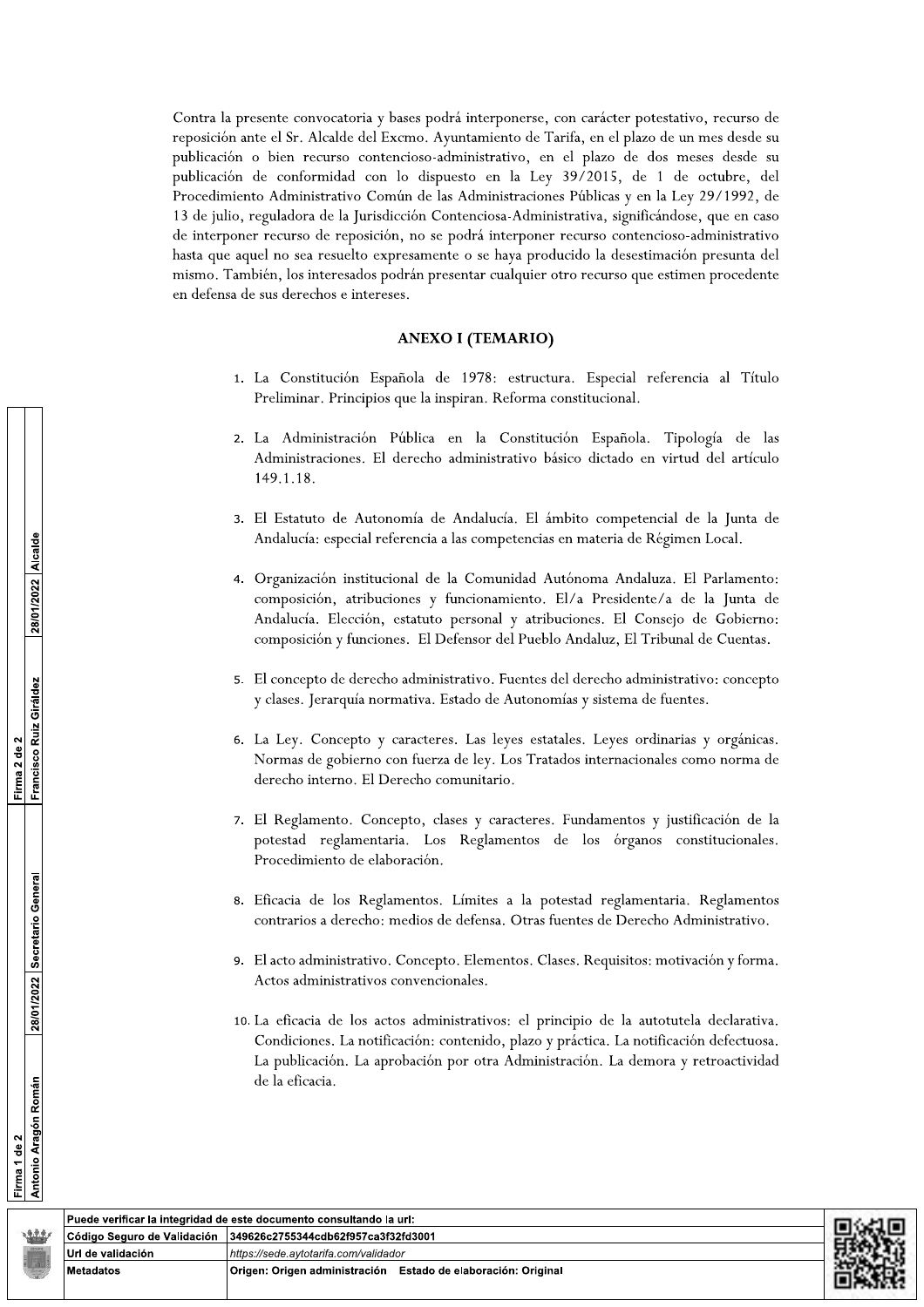Contra la presente convocatoria y bases podrá interponerse, con carácter potestativo, recurso de reposición ante el Sr. Alcalde del Excmo. Ayuntamiento de Tarifa, en el plazo de un mes desde su publicación o bien recurso contencioso-administrativo, en el plazo de dos meses desde su publicación de conformidad con lo dispuesto en la Ley 39/2015, de 1 de octubre, del Procedimiento Administrativo Común de las Administraciones Públicas y en la Ley 29/1992, de 13 de julio, reguladora de la Jurisdicción Contenciosa-Administrativa, significándose, que en caso de interponer recurso de reposición, no se podrá interponer recurso contencioso-administrativo hasta que aquel no sea resuelto expresamente o se haya producido la desestimación presunta del mismo. También, los interesados podrán presentar cualquier otro recurso que estimen procedente en defensa de sus derechos e intereses.

## ANEXO I (TEMARIO)

1. La Constitución Española de 1978: estructura. Especial referencia al Título Preliminar. Principios que la inspiran. Reforma constitucional.

2. La Administración Pública en la Constitución Española. Tipología de las Administraciones. El derecho administrativo básico dictado en virtud del artículo 149.1.18.

3. El Estatuto de Autonomía de Andalucía. El ámbito competencial de la Junta de Andalucía: especial referencia a las competencias en materia de Régimen Local.

4. Organización institucional de la Comunidad Autónoma Andaluza. El Parlamento: composición, atribuciones y funcionamiento. El/a Presidente/a de la Junta de Andalucía. Elección, estatuto personal y atribuciones. El Consejo de Gobierno: composición y funciones. El Defensor del Pueblo Andaluz, El Tribunal de Cuentas.

5. El concepto de derecho administrativo. Fuentes del derecho administrativo: concepto y clases. Jerarquía normativa. Estado de Autonomías y sistema de fuentes.

6. La Ley. Concepto y caracteres. Las leyes estatales. Leyes ordinarias y orgánicas. Normas de gobierno con fuerza de ley. Los Tratados internacionales como norma de derecho interno. El Derecho comunitario.

7. El Reglamento. Concepto, clases y caracteres. Fundamentos y justificación de la potestad reglamentaria. Los Reglamentos de los órganos constitucionales. Procedimiento de elaboración.

8. Eficacia de los Reglamentos. Límites a la potestad reglamentaria. Reglamentos contrarios a derecho: medios de defensa. Otras fuentes de Derecho Administrativo.

9. El acto administrativo. Concepto. Elementos. Clases. Requisitos: motivación y forma. Actos administrativos convencionales.

10. La eficacia de los actos administrativos: el principio de la autotutela declarativa. Condiciones. La notificación: contenido, plazo y práctica. La notificación defectuosa. La publicación. La aprobación por otra Administración. La demora y retroactividad de la eficacia.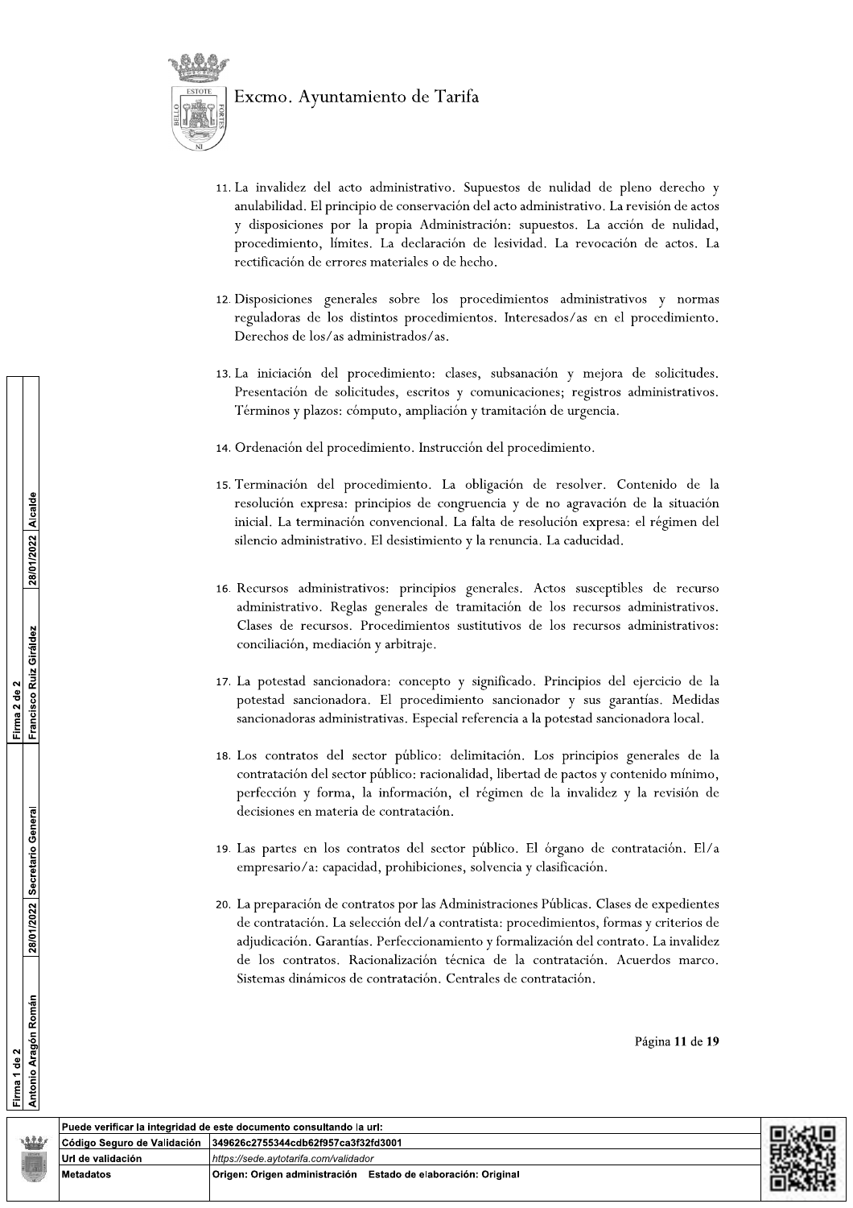11. La invalidez del acto administrativo. Supuestos de nulidad de pleno derecho y anulabilidad. El principio de conservación del acto administrativo. La revisión de actos y disposiciones por la propia Administración: supuestos. La acción de nulidad, procedimiento, límites. La declaración de lesividad. La revocación de actos. La rectificación de errores materiales o de hecho.

12. Disposiciones generales sobre los procedimientos administrativos y normas reguladoras de los distintos procedimientos. Interesados/as en el procedimiento. Derechos de los/as administrados/as.

13. La iniciación del procedimiento: clases, subsanación y mejora de solicitudes. Presentación de solicitudes, escritos y comunicaciones; registros administrativos. Términos y plazos: cómputo, ampliación y tramitación de urgencia.

14. Ordenación del procedimiento. Instrucción del procedimiento.

15. Terminación del procedimiento. La obligación de resolver. Contenido de la resolución expresa: principios de congruencia y de no agravación de la situación inicial. La terminación convencional. La falta de resolución expresa: el régimen del silencio administrativo. El desistimiento y la renuncia. La caducidad.

16. Recursos administrativos: principios generales. Actos susceptibles de recurso administrativo. Reglas generales de tramitación de los recursos administrativos. Clases de recursos. Procedimientos sustitutivos de los recursos administrativos: conciliación, mediación y arbitraje.

17. La potestad sancionadora: concepto y significado. Principios del ejercicio de la potestad sancionadora. El procedimiento sancionador y sus garantías. Medidas sancionadoras administrativas. Especial referencia a la potestad sancionadora local.

18. Los contratos del sector público: delimitación. Los principios generales de la contratación del sector público: racionalidad, libertad de pactos y contenido mínimo, perfección y forma, la información, el régimen de la invalidez y la revisión de decisiones en materia de contratación.

19. Las partes en los contratos del sector público. El órgano de contratación. El/a empresario/a: capacidad, prohibiciones, solvencia y clasificación.

20. La preparación de contratos por las Administraciones Públicas. Clases de expedientes de contratación. La selección del/a contratista: procedimientos, formas y criterios de adjudicación. Garantías. Perfeccionamiento y formalización del contrato. La invalidez de los contratos. Racionalización técnica de la contratación. Acuerdos marco. Sistemas dinámicos de contratación. Centrales de contratación.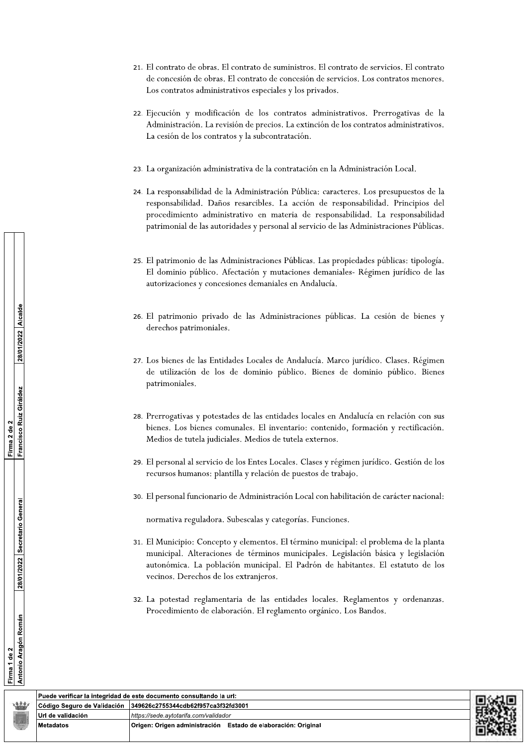21. El contrato de obras. El contrato de suministros. El contrato de servicios. El contrato de concesión de obras. El contrato de concesión de servicios. Los contratos menores. Los contratos administrativos especiales y los privados.

22. Ejecución y modificación de los contratos administrativos. Prerrogativas de la Administración. La revisión de precios. La extinción de los contratos administrativos. La cesión de los contratos y la subcontratación.

23. La organización administrativa de la contratación en la Administración Local.

24. La responsabilidad de la Administración Pública: caracteres. Los presupuestos de la responsabilidad. Daños resarcibles. La acción de responsabilidad. Principios del procedimiento administrativo en materia de responsabilidad. La responsabilidad patrimonial de las autoridades y personal al servicio de las Administraciones Públicas.

25. El patrimonio de las Administraciones Públicas. Las propiedades públicas: tipología. El dominio público. Afectación y mutaciones demaniales- Régimen jurídico de las autorizaciones y concesiones demaniales en Andalucía.

26. El patrimonio privado de las Administraciones públicas. La cesión de bienes y derechos patrimoniales.

27. Los bienes de las Entidades Locales de Andalucía. Marco jurídico. Clases. Régimen de utilización de los de dominio público. Bienes de dominio público. Bienes patrimoniales.

28. Prerrogativas y potestades de las entidades locales en Andalucía en relación con sus bienes. Los bienes comunales. El inventario: contenido, formación y rectificación. Medios de tutela judiciales. Medios de tutela externos.

29. El personal al servicio de los Entes Locales. Clases y régimen jurídico. Gestión de los recursos humanos: plantilla y relación de puestos de trabajo.

30. El personal funcionario de Administración Local con habilitación de carácter nacional:

    normativa reguladora. Subescalas y categorías. Funciones.

31. El Municipio: Concepto y elementos. El término municipal: el problema de la planta municipal. Alteraciones de términos municipales. Legislación básica y legislación autonómica. La población municipal. El Padrón de habitantes. El estatuto de los vecinos. Derechos de los extranjeros.

32. La potestad reglamentaria de las entidades locales. Reglamentos y ordenanzas. Procedimiento de elaboración. El reglamento orgánico. Los Bandos.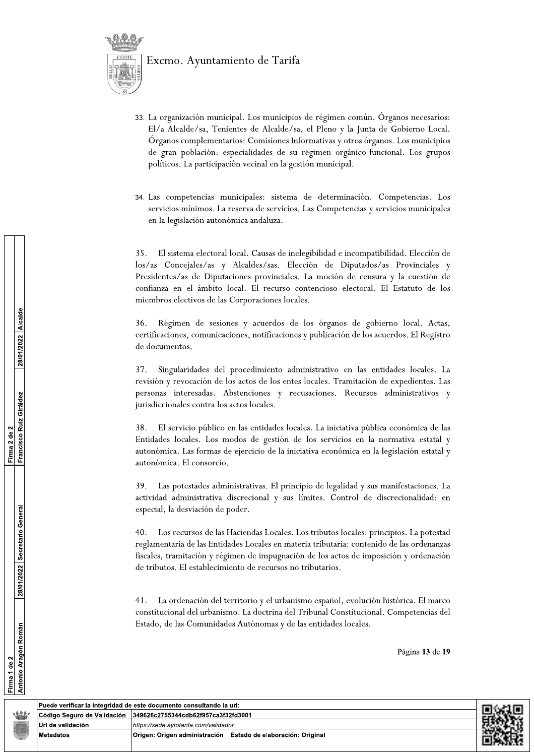33. La organización municipal. Los municipios de régimen común. Órganos necesarios: El/a Alcalde/sa, Tenientes de Alcalde/sa, el Pleno y la Junta de Gobierno Local. Órganos complementarios: Comisiones Informativas y otros órganos. Los municipios de gran población: especialidades de su régimen orgánico-funcional. Los grupos políticos. La participación vecinal en la gestión municipal.

34. Las competencias municipales: sistema de determinación. Competencias. Los servicios mínimos. La reserva de servicios. Las Competencias y servicios municipales en la legislación autonómica andaluza.

35. El sistema electoral local. Causas de inelegibilidad e incompatibilidad. Elección de los/as Concejales/as y Alcaldes/sas. Elección de Diputados/as Provinciales y Presidentes/as de Diputaciones provinciales. La moción de censura y la cuestión de confianza en el ámbito local. El recurso contencioso electoral. El Estatuto de los miembros electivos de las Corporaciones locales.

36. Régimen de sesiones y acuerdos de los órganos de gobierno local. Actas, certificaciones, comunicaciones, notificaciones y publicación de los acuerdos. El Registro de documentos.

37. Singularidades del procedimiento administrativo en las entidades locales. La revisión y revocación de los actos de los entes locales. Tramitación de expedientes. Las personas interesadas. Abstenciones y recusaciones. Recursos administrativos y jurisdiccionales contra los actos locales.

38. El servicio público en las entidades locales. La iniciativa pública económica de las Entidades locales. Los modos de gestión de los servicios en la normativa estatal y autonómica. Las formas de ejercicio de la iniciativa económica en la legislación estatal y autonómica. El consorcio.

39. Las potestades administrativas. El principio de legalidad y sus manifestaciones. La actividad administrativa discrecional y sus límites. Control de discrecionalidad: en especial, la desviación de poder.

40. Los recursos de las Haciendas Locales. Los tributos locales: principios. La potestad reglamentaria de las Entidades Locales en materia tributaria: contenido de las ordenanzas fiscales, tramitación y régimen de impugnación de los actos de imposición y ordenación de tributos. El establecimiento de recursos no tributarios.

41. La ordenación del territorio y el urbanismo español, evolución histórica. El marco constitucional del urbanismo. La doctrina del Tribunal Constitucional. Competencias del Estado, de las Comunidades Autónomas y de las entidades locales.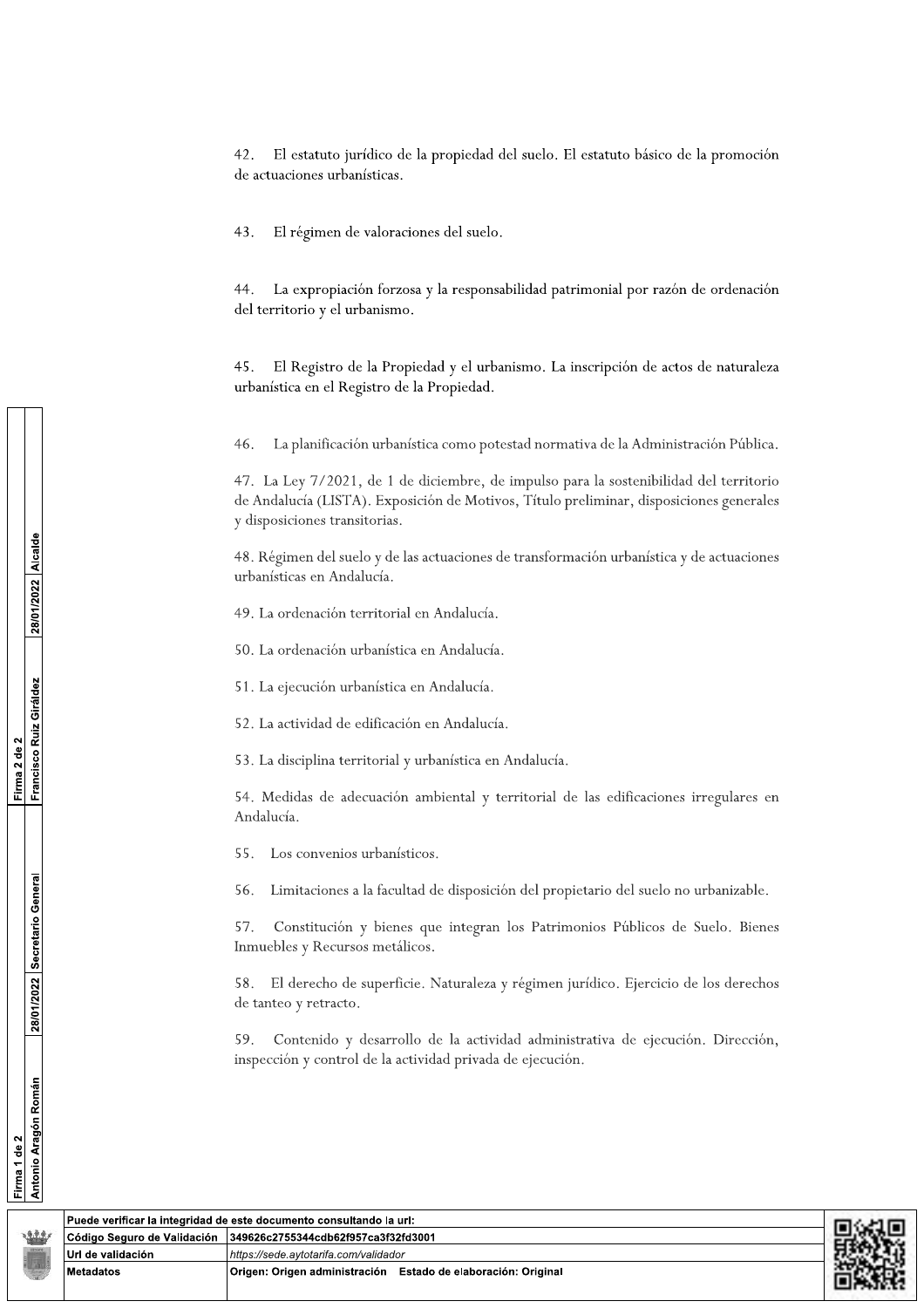42. El estatuto jurídico de la propiedad del suelo. El estatuto básico de la promoción de actuaciones urbanísticas.

43. El régimen de valoraciones del suelo.

44. La expropiación forzosa y la responsabilidad patrimonial por razón de ordenación del territorio y el urbanismo.

45. El Registro de la Propiedad y el urbanismo. La inscripción de actos de naturaleza urbanística en el Registro de la Propiedad.

46. La planificación urbanística como potestad normativa de la Administración Pública.

47. La Ley 7/2021, de 1 de diciembre, de impulso para la sostenibilidad del territorio de Andalucía (LISTA). Exposición de Motivos, Título preliminar, disposiciones generales y disposiciones transitorias.

48. Régimen del suelo y de las actuaciones de transformación urbanística y de actuaciones urbanísticas en Andalucía.

49. La ordenación territorial en Andalucía.

50. La ordenación urbanística en Andalucía.

51. La ejecución urbanística en Andalucía.

52. La actividad de edificación en Andalucía.

53. La disciplina territorial y urbanística en Andalucía.

54. Medidas de adecuación ambiental y territorial de las edificaciones irregulares en Andalucía.

55. Los convenios urbanísticos.

56. Limitaciones a la facultad de disposición del propietario del suelo no urbanizable.

57. Constitución y bienes que integran los Patrimonios Públicos de Suelo. Bienes Inmuebles y Recursos metálicos.

58. El derecho de superficie. Naturaleza y régimen jurídico. Ejercicio de los derechos de tanteo y retracto.

59. Contenido y desarrollo de la actividad administrativa de ejecución. Dirección, inspección y control de la actividad privada de ejecución.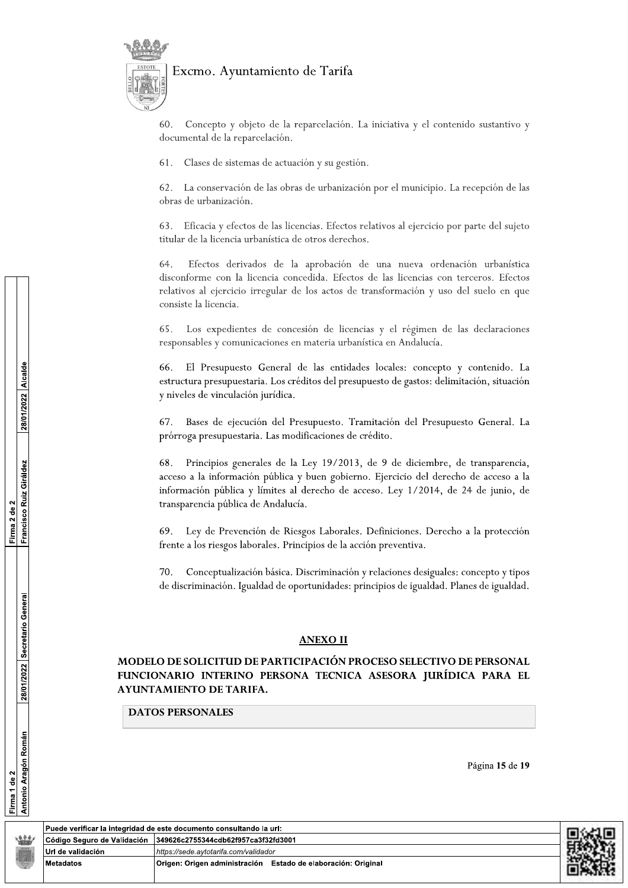60. Concepto y objeto de la reparcelación. La iniciativa y el contenido sustantivo y documental de la reparcelación.

61. Clases de sistemas de actuación y su gestión.

62. La conservación de las obras de urbanización por el municipio. La recepción de las obras de urbanización.

63. Eficacia y efectos de las licencias. Efectos relativos al ejercicio por parte del sujeto titular de la licencia urbanística de otros derechos.

64. Efectos derivados de la aprobación de una nueva ordenación urbanística disconforme con la licencia concedida. Efectos de las licencias con terceros. Efectos relativos al ejercicio irregular de los actos de transformación y uso del suelo en que consiste la licencia.

65. Los expedientes de concesión de licencias y el régimen de las declaraciones responsables y comunicaciones en materia urbanística en Andalucía.

66. El Presupuesto General de las entidades locales: concepto y contenido. La estructura presupuestaria. Los créditos del presupuesto de gastos: delimitación, situación y niveles de vinculación jurídica.

67. Bases de ejecución del Presupuesto. Tramitación del Presupuesto General. La prórroga presupuestaria. Las modificaciones de crédito.

68. Principios generales de la Ley 19/2013, de 9 de diciembre, de transparencia, acceso a la información pública y buen gobierno. Ejercicio del derecho de acceso a la información pública y límites al derecho de acceso. Ley 1/2014, de 24 de junio, de transparencia pública de Andalucía.

69. Ley de Prevención de Riesgos Laborales. Definiciones. Derecho a la protección frente a los riesgos laborales. Principios de la acción preventiva.

70. Conceptualización básica. Discriminación y relaciones desiguales: concepto y tipos de discriminación. Igualdad de oportunidades: principios de igualdad. Planes de igualdad.

## ANEXO II

**MODELO DE SOLICITUD DE PARTICIPACIÓN PROCESO SELECTIVO DE PERSONAL FUNCIONARIO INTERINO PERSONA TECNICA ASESORA JURÍDICA PARA EL AYUNTAMIENTO DE TARIFA.**

| DATOS PERSONALES |
|---|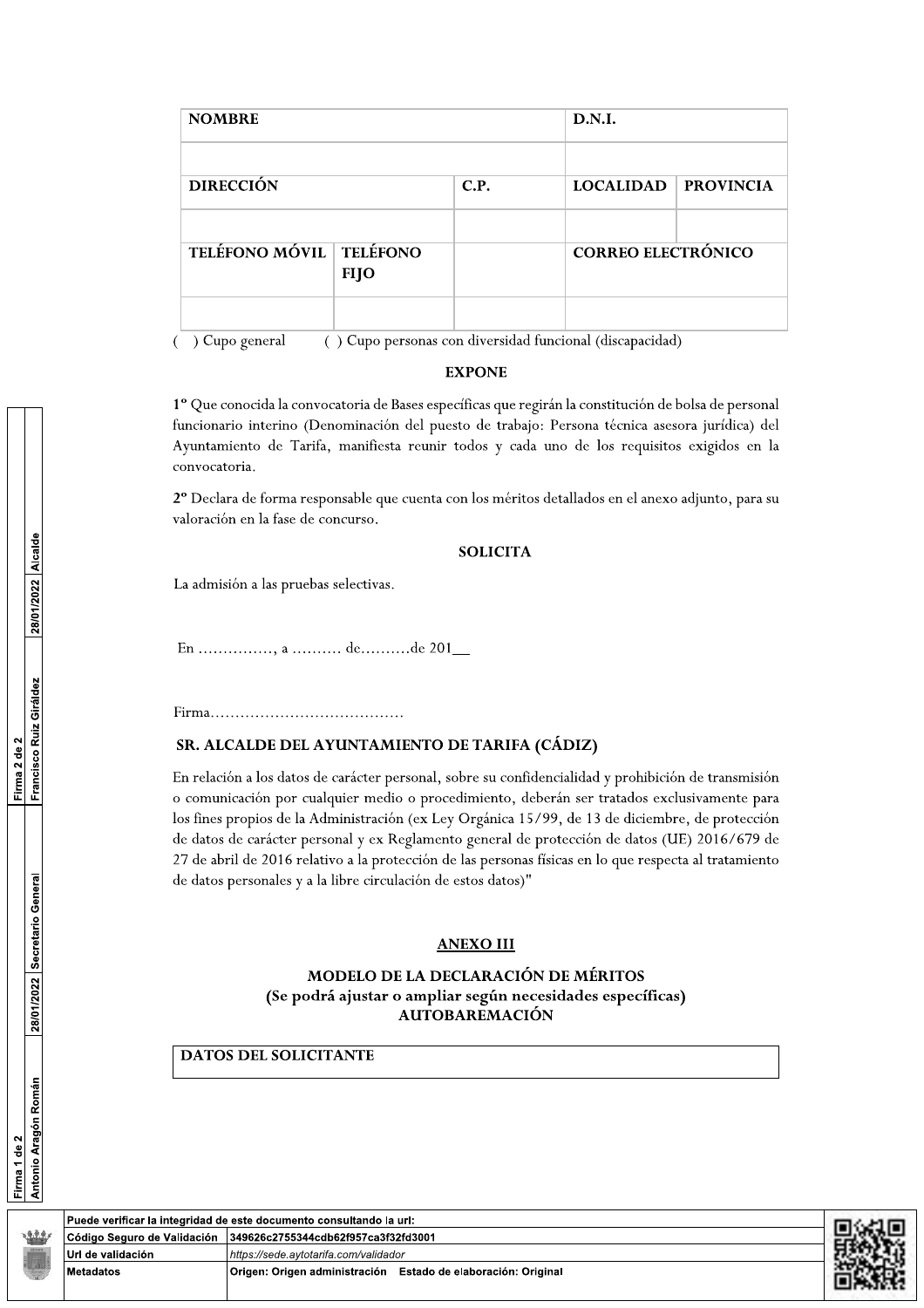| NOMBRE | | | D.N.I. | |
|---|---|---|---|---|
| | | | | |
| DIRECCIÓN | | C.P. | LOCALIDAD | PROVINCIA |
| | | | | |
| TELÉFONO MÓVIL | TELÉFONO FIJO | | CORREO ELECTRÓNICO | |
| | | | | |

(  ) Cupo general   ( ) Cupo personas con diversidad funcional (discapacidad)

**EXPONE**

**1º** Que conocida la convocatoria de Bases específicas que regirán la constitución de bolsa de personal funcionario interino (Denominación del puesto de trabajo: Persona técnica asesora jurídica) del Ayuntamiento de Tarifa, manifiesta reunir todos y cada uno de los requisitos exigidos en la convocatoria.

**2º** Declara de forma responsable que cuenta con los méritos detallados en el anexo adjunto, para su valoración en la fase de concurso.

**SOLICITA**

La admisión a las pruebas selectivas.

En ……………, a ………. de……….de 201__

Firma…………………………………

**SR. ALCALDE DEL AYUNTAMIENTO DE TARIFA (CÁDIZ)**

En relación a los datos de carácter personal, sobre su confidencialidad y prohibición de transmisión o comunicación por cualquier medio o procedimiento, deberán ser tratados exclusivamente para los fines propios de la Administración (ex Ley Orgánica 15/99, de 13 de diciembre, de protección de datos de carácter personal y ex Reglamento general de protección de datos (UE) 2016/679 de 27 de abril de 2016 relativo a la protección de las personas físicas en lo que respecta al tratamiento de datos personales y a la libre circulación de estos datos)"

## ANEXO III

### MODELO DE LA DECLARACIÓN DE MÉRITOS (Se podrá ajustar o ampliar según necesidades específicas) AUTOBAREMACIÓN

| DATOS DEL SOLICITANTE |
|---|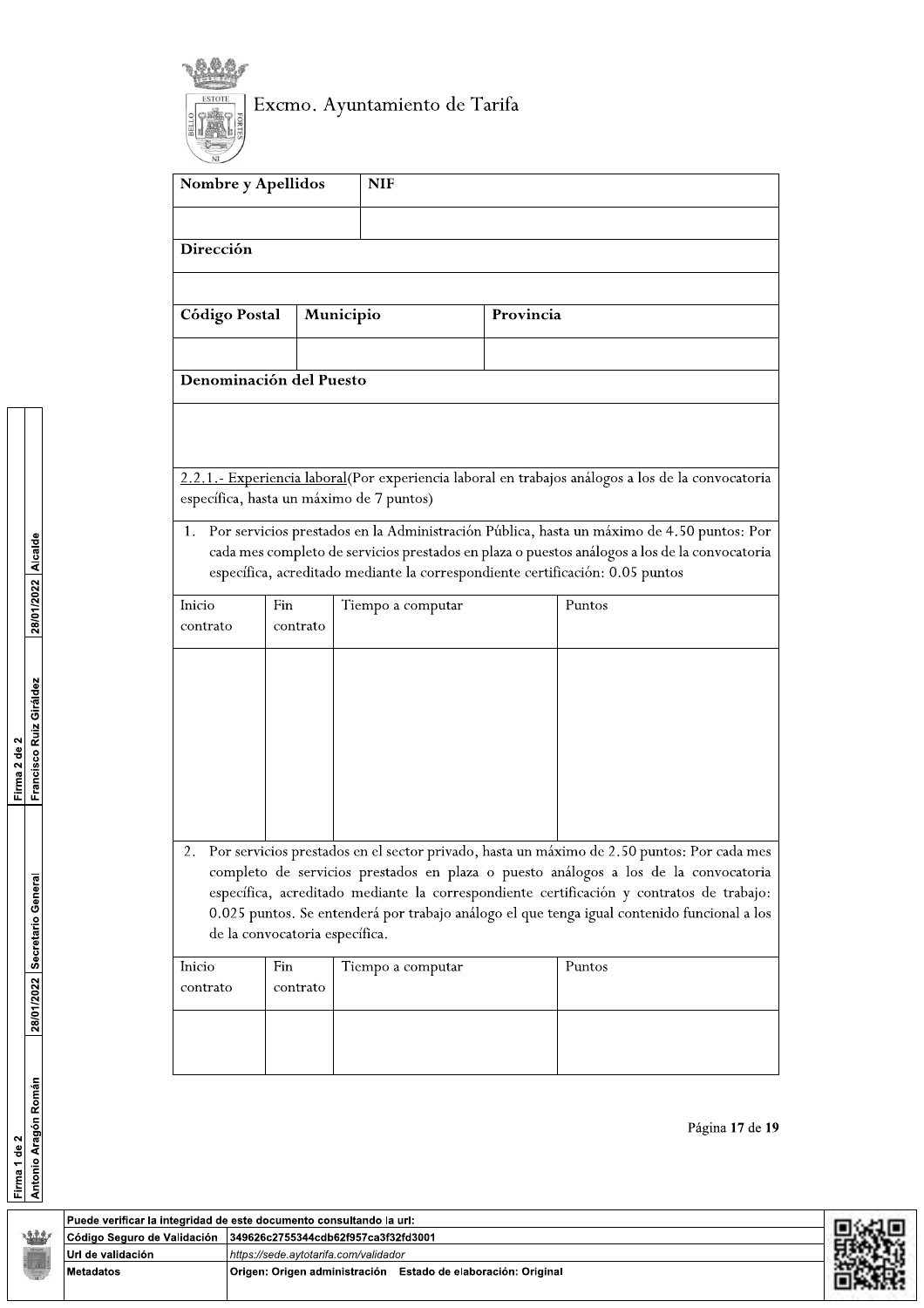Excmo. Ayuntamiento de Tarifa

| Nombre y Apellidos | NIF |
|---|---|
| | |

| Dirección |
|---|
| |

| Código Postal | Municipio | Provincia |
|---|---|---|
| | | |

| Denominación del Puesto |
|---|
| |

2.2.1.- Experiencia laboral(Por experiencia laboral en trabajos análogos a los de la convocatoria específica, hasta un máximo de 7 puntos)

1. Por servicios prestados en la Administración Pública, hasta un máximo de 4.50 puntos: Por cada mes completo de servicios prestados en plaza o puestos análogos a los de la convocatoria específica, acreditado mediante la correspondiente certificación: 0.05 puntos

| Inicio contrato | Fin contrato | Tiempo a computar | Puntos |
|---|---|---|---|
| | | | |

2. Por servicios prestados en el sector privado, hasta un máximo de 2.50 puntos: Por cada mes completo de servicios prestados en plaza o puesto análogos a los de la convocatoria específica, acreditado mediante la correspondiente certificación y contratos de trabajo: 0.025 puntos. Se entenderá por trabajo análogo el que tenga igual contenido funcional a los de la convocatoria específica.

| Inicio contrato | Fin contrato | Tiempo a computar | Puntos |
|---|---|---|---|
| | | | |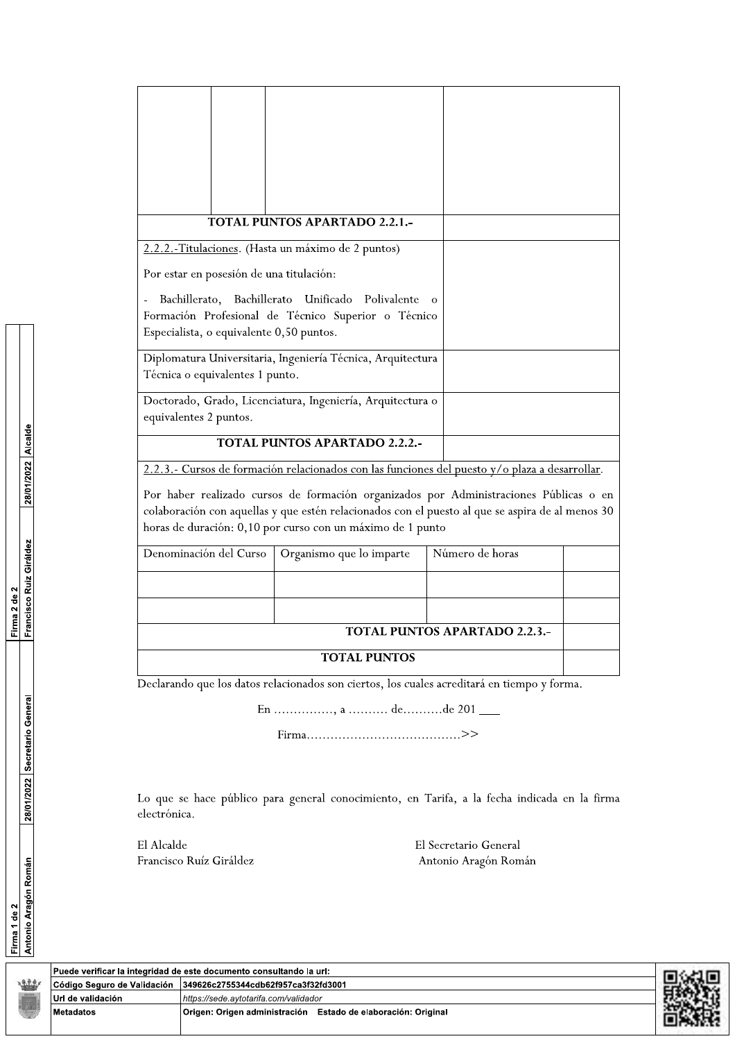| | | | |
|---|---|---|---|
| | | | |
| **TOTAL PUNTOS APARTADO 2.2.1.-** | | | |

| | |
|---|---|
| 2.2.2.-Titulaciones. (Hasta un máximo de 2 puntos)<br><br>Por estar en posesión de una titulación:<br><br>- Bachillerato, Bachillerato Unificado Polivalente o Formación Profesional de Técnico Superior o Técnico Especialista, o equivalente 0,50 puntos. | |
| Diplomatura Universitaria, Ingeniería Técnica, Arquitectura Técnica o equivalentes 1 punto. | |
| Doctorado, Grado, Licenciatura, Ingeniería, Arquitectura o equivalentes 2 puntos. | |
| **TOTAL PUNTOS APARTADO 2.2.2.-** | |

2.2.3.- Cursos de formación relacionados con las funciones del puesto y/o plaza a desarrollar.

Por haber realizado cursos de formación organizados por Administraciones Públicas o en colaboración con aquellas y que estén relacionados con el puesto al que se aspira de al menos 30 horas de duración: 0,10 por curso con un máximo de 1 punto

| Denominación del Curso | Organismo que lo imparte | Número de horas | |
|---|---|---|---|
| | | | |
| | | | |
| | | **TOTAL PUNTOS APARTADO 2.2.3.-** | |
| | | **TOTAL PUNTOS** | |

Declarando que los datos relacionados son ciertos, los cuales acreditará en tiempo y forma.

En ……………, a ………. de……….de 201 ___

Firma………………………………….>>

Lo que se hace público para general conocimiento, en Tarifa, a la fecha indicada en la firma electrónica.

El Alcalde
Francisco Ruíz Giráldez

El Secretario General
Antonio Aragón Román